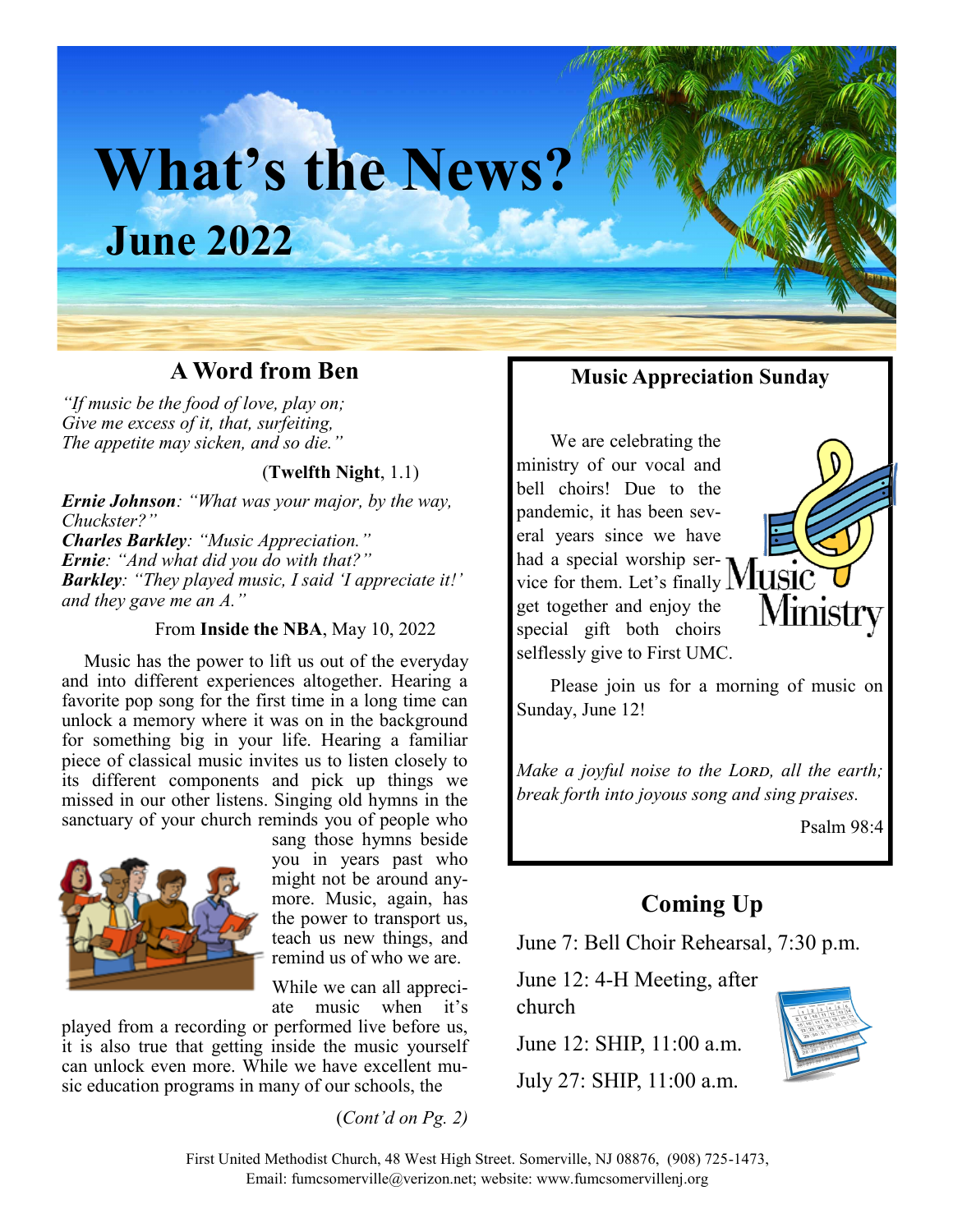# What's the News?

## June 2022

## A Word from Ben

*"If music be the food of love, play on;
Give me excess of it, that, surfeiting,
The appetite may sicken, and so die."*

(**Twelfth Night**, 1.1)

***Ernie Johnson***: *"What was your major, by the way, Chuckster?"*
***Charles Barkley***: *"Music Appreciation."*
***Ernie***: *"And what did you do with that?"*
***Barkley***: *"They played music, I said 'I appreciate it!' and they gave me an A."*

From **Inside the NBA**, May 10, 2022

Music has the power to lift us out of the everyday and into different experiences altogether. Hearing a favorite pop song for the first time in a long time can unlock a memory where it was on in the background for something big in your life. Hearing a familiar piece of classical music invites us to listen closely to its different components and pick up things we missed in our other listens. Singing old hymns in the sanctuary of your church reminds you of people who sang those hymns beside you in years past who might not be around anymore. Music, again, has the power to transport us, teach us new things, and remind us of who we are.

While we can all appreciate music when it's played from a recording or performed live before us, it is also true that getting inside the music yourself can unlock even more. While we have excellent music education programs in many of our schools, the

(*Cont'd on Pg. 2)*

## Music Appreciation Sunday

We are celebrating the ministry of our vocal and bell choirs! Due to the pandemic, it has been several years since we have had a special worship service for them. Let's finally get together and enjoy the special gift both choirs selflessly give to First UMC.

Please join us for a morning of music on Sunday, June 12!

*Make a joyful noise to the Lord, all the earth; break forth into joyous song and sing praises.*

Psalm 98:4

## Coming Up

June 7: Bell Choir Rehearsal, 7:30 p.m.

June 12: 4-H Meeting, after church

June 12: SHIP, 11:00 a.m.

July 27: SHIP, 11:00 a.m.

First United Methodist Church, 48 West High Street. Somerville, NJ 08876, (908) 725-1473,
Email: fumcsomerville@verizon.net; website: www.fumcsomervillenj.org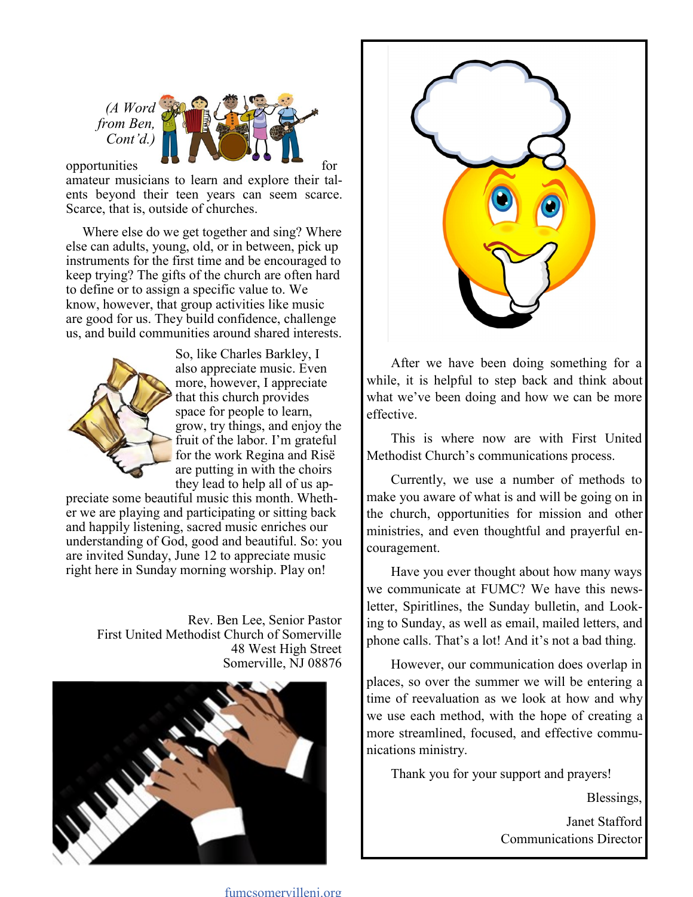*(A Word from Ben, Cont'd.)*

opportunities for amateur musicians to learn and explore their talents beyond their teen years can seem scarce. Scarce, that is, outside of churches.

Where else do we get together and sing? Where else can adults, young, old, or in between, pick up instruments for the first time and be encouraged to keep trying? The gifts of the church are often hard to define or to assign a specific value to. We know, however, that group activities like music are good for us. They build confidence, challenge us, and build communities around shared interests.

So, like Charles Barkley, I also appreciate music. Even more, however, I appreciate that this church provides space for people to learn, grow, try things, and enjoy the fruit of the labor. I'm grateful for the work Regina and Risë are putting in with the choirs they lead to help all of us appreciate some beautiful music this month. Whether we are playing and participating or sitting back and happily listening, sacred music enriches our understanding of God, good and beautiful. So: you are invited Sunday, June 12 to appreciate music right here in Sunday morning worship. Play on!

Rev. Ben Lee, Senior Pastor
First United Methodist Church of Somerville
48 West High Street
Somerville, NJ 08876

After we have been doing something for a while, it is helpful to step back and think about what we've been doing and how we can be more effective.

This is where now are with First United Methodist Church's communications process.

Currently, we use a number of methods to make you aware of what is and will be going on in the church, opportunities for mission and other ministries, and even thoughtful and prayerful encouragement.

Have you ever thought about how many ways we communicate at FUMC? We have this newsletter, Spiritlines, the Sunday bulletin, and Looking to Sunday, as well as email, mailed letters, and phone calls. That's a lot! And it's not a bad thing.

However, our communication does overlap in places, so over the summer we will be entering a time of reevaluation as we look at how and why we use each method, with the hope of creating a more streamlined, focused, and effective communications ministry.

Thank you for your support and prayers!

Blessings,

Janet Stafford
Communications Director